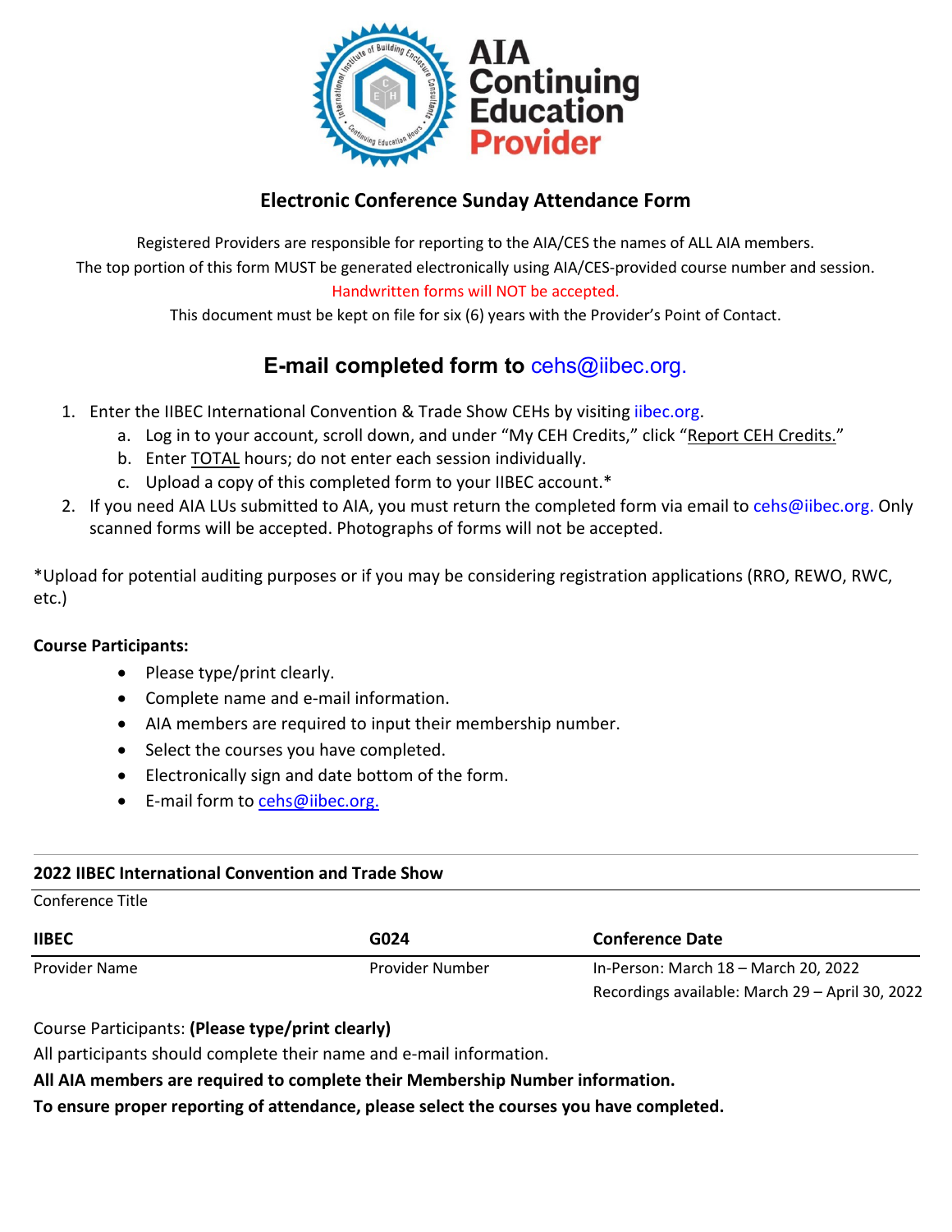AIA Continuing Education Provider

## Electronic Conference Sunday Attendance Form

Registered Providers are responsible for reporting to the AIA/CES the names of ALL AIA members.

The top portion of this form MUST be generated electronically using AIA/CES-provided course number and session.

Handwritten forms will NOT be accepted.

This document must be kept on file for six (6) years with the Provider's Point of Contact.

## E-mail completed form to cehs@iibec.org.

1. Enter the IIBEC International Convention & Trade Show CEHs by visiting iibec.org.
   a. Log in to your account, scroll down, and under "My CEH Credits," click "Report CEH Credits."
   b. Enter TOTAL hours; do not enter each session individually.
   c. Upload a copy of this completed form to your IIBEC account.*
2. If you need AIA LUs submitted to AIA, you must return the completed form via email to cehs@iibec.org. Only scanned forms will be accepted. Photographs of forms will not be accepted.

*Upload for potential auditing purposes or if you may be considering registration applications (RRO, REWO, RWC, etc.)

**Course Participants:**

- Please type/print clearly.
- Complete name and e-mail information.
- AIA members are required to input their membership number.
- Select the courses you have completed.
- Electronically sign and date bottom of the form.
- E-mail form to cehs@iibec.org.

**2022 IIBEC International Convention and Trade Show**

Conference Title

| **IIBEC** | **G024** | **Conference Date** |
|---|---|---|
| Provider Name | Provider Number | In-Person: March 18 – March 20, 2022<br>Recordings available: March 29 – April 30, 2022 |

Course Participants: **(Please type/print clearly)**

All participants should complete their name and e-mail information.

**All AIA members are required to complete their Membership Number information.**

**To ensure proper reporting of attendance, please select the courses you have completed.**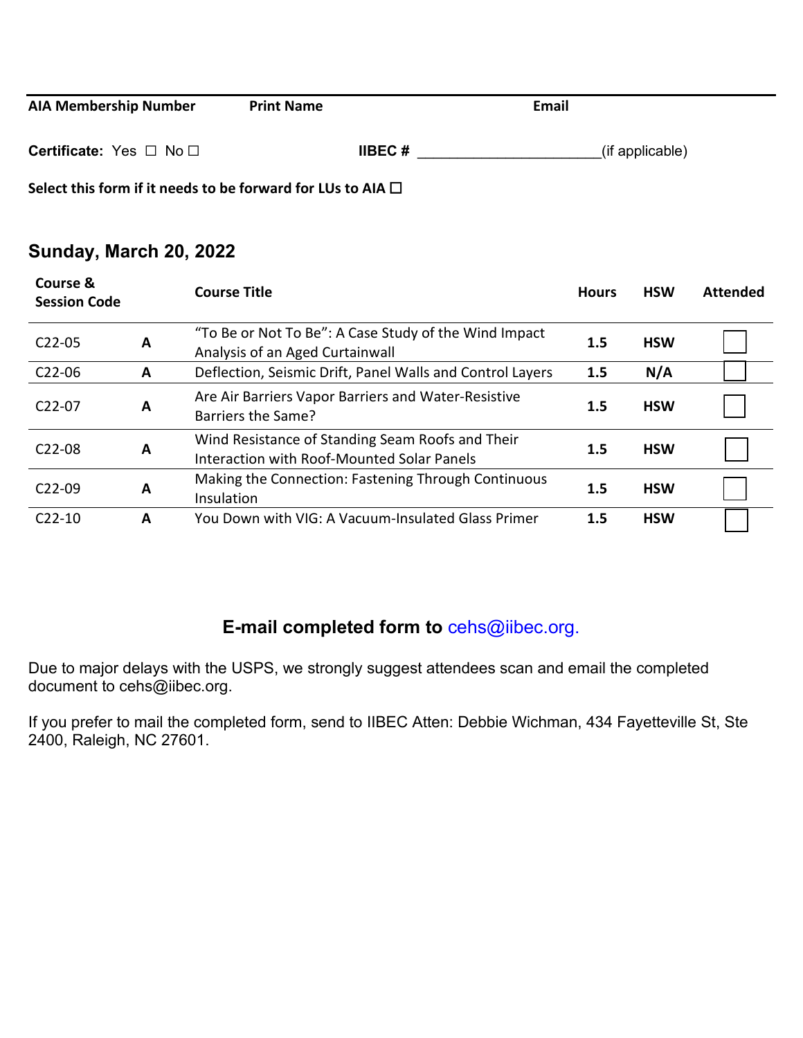| AIA Membership Number | Print Name | Email |
|---|---|---|

**Certificate:** Yes ☐ No ☐  **IIBEC #** ______________________(if applicable)

**Select this form if it needs to be forward for LUs to AIA ☐**

## Sunday, March 20, 2022

| Course & Session Code | | Course Title | Hours | HSW | Attended |
|---|---|---|---|---|---|
| C22-05 | **A** | "To Be or Not To Be": A Case Study of the Wind Impact Analysis of an Aged Curtainwall | **1.5** | **HSW** | ☐ |
| C22-06 | **A** | Deflection, Seismic Drift, Panel Walls and Control Layers | **1.5** | **N/A** | ☐ |
| C22-07 | **A** | Are Air Barriers Vapor Barriers and Water-Resistive Barriers the Same? | **1.5** | **HSW** | ☐ |
| C22-08 | **A** | Wind Resistance of Standing Seam Roofs and Their Interaction with Roof-Mounted Solar Panels | **1.5** | **HSW** | ☐ |
| C22-09 | **A** | Making the Connection: Fastening Through Continuous Insulation | **1.5** | **HSW** | ☐ |
| C22-10 | **A** | You Down with VIG: A Vacuum-Insulated Glass Primer | **1.5** | **HSW** | ☐ |

**E-mail completed form to** cehs@iibec.org.

Due to major delays with the USPS, we strongly suggest attendees scan and email the completed document to cehs@iibec.org.

If you prefer to mail the completed form, send to IIBEC Atten: Debbie Wichman, 434 Fayetteville St, Ste 2400, Raleigh, NC 27601.